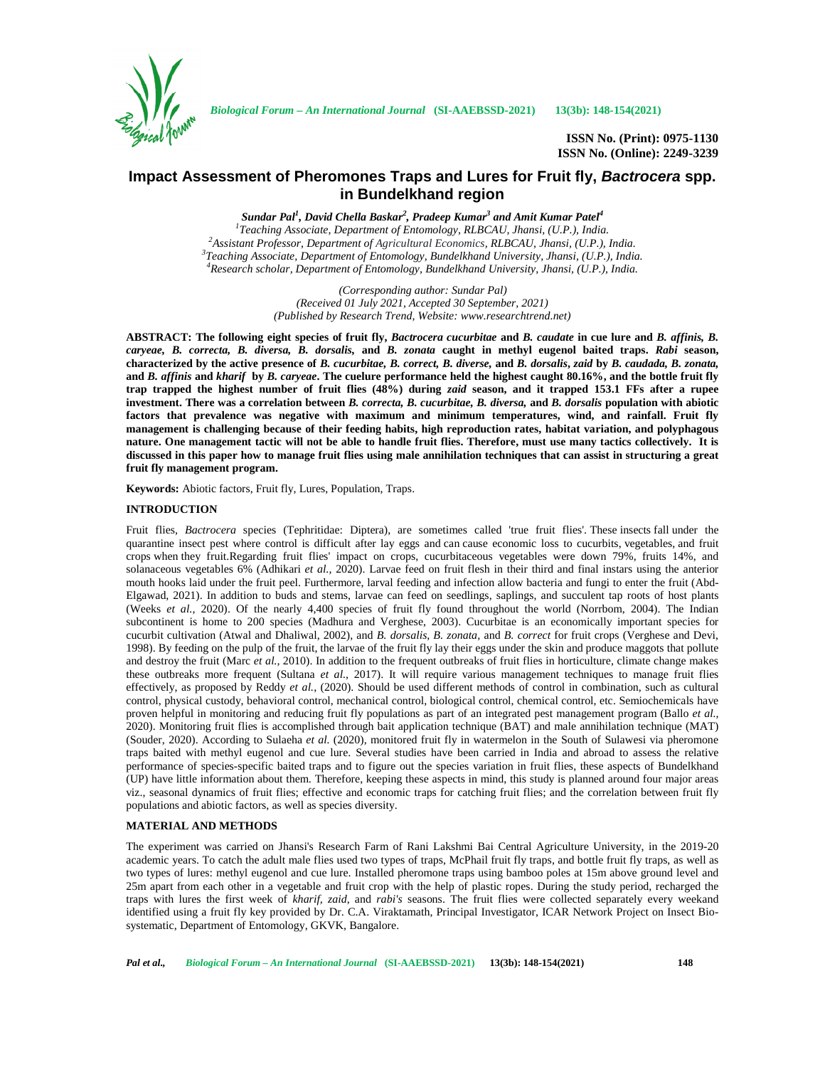# Impact Assessment of Pheromones Traps and Lures for Fruit fly, *Bactrocera* spp. in Bundelkhand region

***Sundar Pal*[1], *David Chella Baskar*[2], *Pradeep Kumar*[3] *and Amit Kumar Patel*[4]**

[1]*Teaching Associate, Department of Entomology, RLBCAU, Jhansi, (U.P.), India.*
[2]*Assistant Professor, Department of Agricultural Economics, RLBCAU, Jhansi, (U.P.), India.*
[3]*Teaching Associate, Department of Entomology, Bundelkhand University, Jhansi, (U.P.), India.*
[4]*Research scholar, Department of Entomology, Bundelkhand University, Jhansi, (U.P.), India.*

*(Corresponding author: Sundar Pal)*
*(Received 01 July 2021, Accepted 30 September, 2021)*
*(Published by Research Trend, Website: www.researchtrend.net)*

**ABSTRACT: The following eight species of fruit fly, *Bactrocera cucurbitae* and *B. caudate* in cue lure and *B. affinis, B. caryeae, B. correcta, B. diversa, B. dorsalis*, and *B. zonata* caught in methyl eugenol baited traps. *Rabi* season, characterized by the active presence of *B. cucurbitae, B. correct, B. diverse*, and *B. dorsalis*, *zaid* by *B. caudada, B. zonata,* and *B. affinis* and *kharif* by *B. caryeae*. The cuelure performance held the highest caught 80.16%, and the bottle fruit fly trap trapped the highest number of fruit flies (48%) during *zaid* season, and it trapped 153.1 FFs after a rupee investment. There was a correlation between *B. correcta, B. cucurbitae, B. diversa,* and *B. dorsalis* population with abiotic factors that prevalence was negative with maximum and minimum temperatures, wind, and rainfall. Fruit fly management is challenging because of their feeding habits, high reproduction rates, habitat variation, and polyphagous nature. One management tactic will not be able to handle fruit flies. Therefore, must use many tactics collectively. It is discussed in this paper how to manage fruit flies using male annihilation techniques that can assist in structuring a great fruit fly management program.**

**Keywords:** Abiotic factors, Fruit fly, Lures, Population, Traps.

## INTRODUCTION

Fruit flies, *Bactrocera* species (Tephritidae: Diptera), are sometimes called 'true fruit flies'. These insects fall under the quarantine insect pest where control is difficult after lay eggs and can cause economic loss to cucurbits, vegetables, and fruit crops when they fruit.Regarding fruit flies' impact on crops, cucurbitaceous vegetables were down 79%, fruits 14%, and solanaceous vegetables 6% (Adhikari *et al.,* 2020). Larvae feed on fruit flesh in their third and final instars using the anterior mouth hooks laid under the fruit peel. Furthermore, larval feeding and infection allow bacteria and fungi to enter the fruit (Abd-Elgawad, 2021). In addition to buds and stems, larvae can feed on seedlings, saplings, and succulent tap roots of host plants (Weeks *et al.,* 2020). Of the nearly 4,400 species of fruit fly found throughout the world (Norrbom, 2004). The Indian subcontinent is home to 200 species (Madhura and Verghese, 2003). Cucurbitae is an economically important species for cucurbit cultivation (Atwal and Dhaliwal, 2002), and *B. dorsalis, B. zonata*, and *B. correct* for fruit crops (Verghese and Devi, 1998). By feeding on the pulp of the fruit, the larvae of the fruit fly lay their eggs under the skin and produce maggots that pollute and destroy the fruit (Marc *et al.,* 2010). In addition to the frequent outbreaks of fruit flies in horticulture, climate change makes these outbreaks more frequent (Sultana *et al.,* 2017). It will require various management techniques to manage fruit flies effectively, as proposed by Reddy *et al.,* (2020). Should be used different methods of control in combination, such as cultural control, physical custody, behavioral control, mechanical control, biological control, chemical control, etc. Semiochemicals have proven helpful in monitoring and reducing fruit fly populations as part of an integrated pest management program (Ballo *et al.,* 2020). Monitoring fruit flies is accomplished through bait application technique (BAT) and male annihilation technique (MAT) (Souder, 2020). According to Sulaeha *et al.* (2020), monitored fruit fly in watermelon in the South of Sulawesi via pheromone traps baited with methyl eugenol and cue lure. Several studies have been carried in India and abroad to assess the relative performance of species-specific baited traps and to figure out the species variation in fruit flies, these aspects of Bundelkhand (UP) have little information about them. Therefore, keeping these aspects in mind, this study is planned around four major areas viz., seasonal dynamics of fruit flies; effective and economic traps for catching fruit flies; and the correlation between fruit fly populations and abiotic factors, as well as species diversity.

## MATERIAL AND METHODS

The experiment was carried on Jhansi's Research Farm of Rani Lakshmi Bai Central Agriculture University, in the 2019-20 academic years. To catch the adult male flies used two types of traps, McPhail fruit fly traps, and bottle fruit fly traps, as well as two types of lures: methyl eugenol and cue lure. Installed pheromone traps using bamboo poles at 15m above ground level and 25m apart from each other in a vegetable and fruit crop with the help of plastic ropes. During the study period, recharged the traps with lures the first week of *kharif, zaid*, and *rabi's* seasons. The fruit flies were collected separately every weekand identified using a fruit fly key provided by Dr. C.A. Viraktamath, Principal Investigator, ICAR Network Project on Insect Bio-systematic, Department of Entomology, GKVK, Bangalore.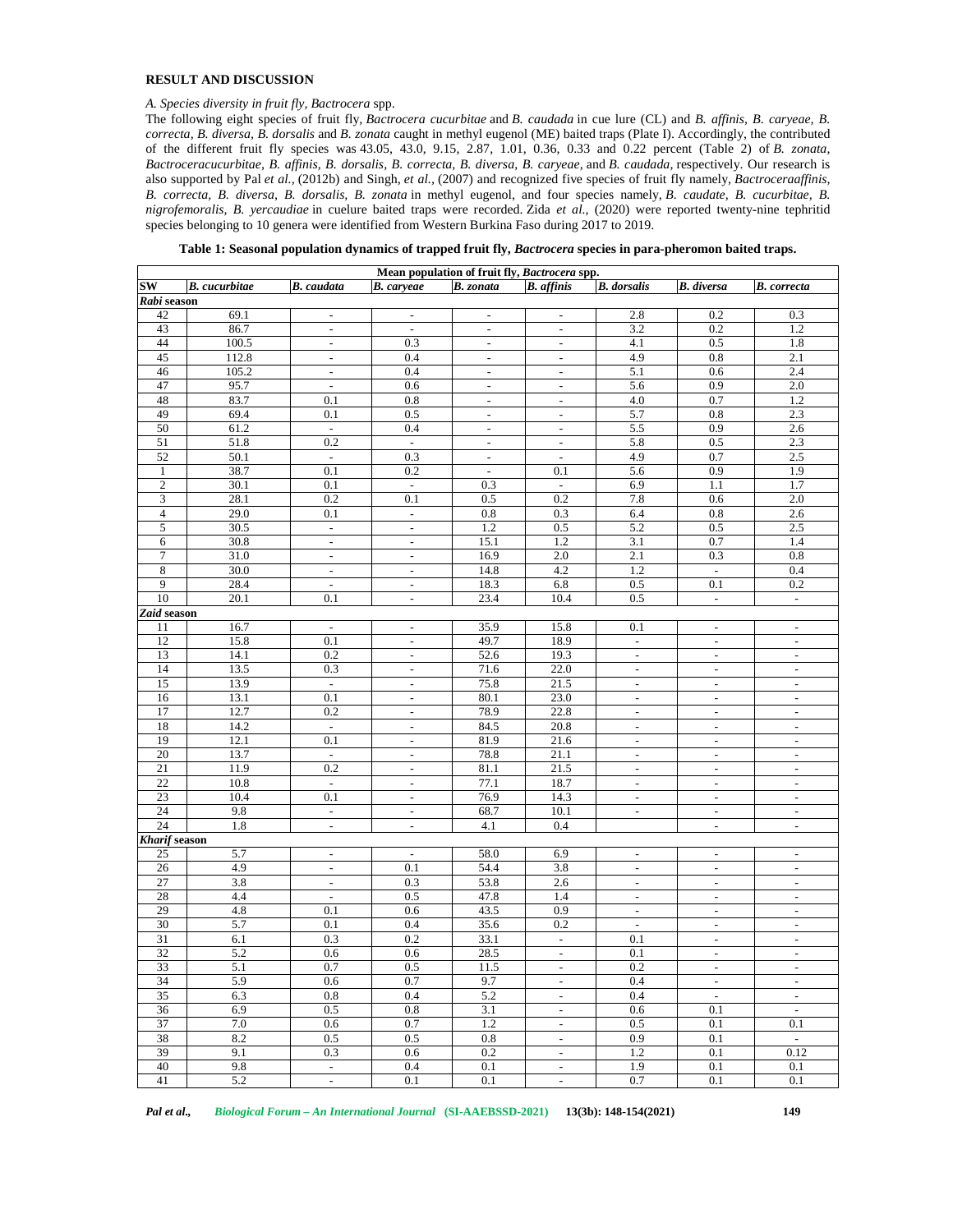## RESULT AND DISCUSSION

*A. Species diversity in fruit fly, Bactrocera spp.*

The following eight species of fruit fly, *Bactrocera cucurbitae* and *B. caudada* in cue lure (CL) and *B. affinis, B. caryeae, B. correcta, B. diversa, B. dorsalis* and *B. zonata* caught in methyl eugenol (ME) baited traps (Plate I). Accordingly, the contributed of the different fruit fly species was 43.05, 43.0, 9.15, 2.87, 1.01, 0.36, 0.33 and 0.22 percent (Table 2) of *B. zonata, Bactroceracucurbitae, B. affinis, B. dorsalis, B. correcta, B. diversa, B. caryeae,* and *B. caudada,* respectively. Our research is also supported by Pal *et al.,* (2012b) and Singh, *et al.,* (2007) and recognized five species of fruit fly namely, *Bactroceraaffinis, B. correcta, B. diversa, B. dorsalis, B. zonata* in methyl eugenol, and four species namely, *B. caudate, B. cucurbitae, B. nigrofemoralis, B. yercaudiae* in cuelure baited traps were recorded. Zida *et al.,* (2020) were reported twenty-nine tephritid species belonging to 10 genera were identified from Western Burkina Faso during 2017 to 2019.

**Table 1: Seasonal population dynamics of trapped fruit fly, *Bactrocera* species in para-pheromon baited traps.**

| | Mean population of fruit fly, *Bactrocera* spp. | | | | | | | |
|---|---|---|---|---|---|---|---|---|
| **SW** | ***B. cucurbitae*** | ***B. caudata*** | ***B. caryeae*** | ***B. zonata*** | ***B. affinis*** | ***B. dorsalis*** | ***B. diversa*** | ***B. correcta*** |
| ***Rabi* season** | | | | | | | | |
| 42 | 69.1 | - | - | - | - | 2.8 | 0.2 | 0.3 |
| 43 | 86.7 | - | - | - | - | 3.2 | 0.2 | 1.2 |
| 44 | 100.5 | - | 0.3 | - | - | 4.1 | 0.5 | 1.8 |
| 45 | 112.8 | - | 0.4 | - | - | 4.9 | 0.8 | 2.1 |
| 46 | 105.2 | - | 0.4 | - | - | 5.1 | 0.6 | 2.4 |
| 47 | 95.7 | - | 0.6 | - | - | 5.6 | 0.9 | 2.0 |
| 48 | 83.7 | 0.1 | 0.8 | - | - | 4.0 | 0.7 | 1.2 |
| 49 | 69.4 | 0.1 | 0.5 | - | - | 5.7 | 0.8 | 2.3 |
| 50 | 61.2 | - | 0.4 | - | - | 5.5 | 0.9 | 2.6 |
| 51 | 51.8 | 0.2 | - | - | - | 5.8 | 0.5 | 2.3 |
| 52 | 50.1 | - | 0.3 | - | - | 4.9 | 0.7 | 2.5 |
| 1 | 38.7 | 0.1 | 0.2 | - | 0.1 | 5.6 | 0.9 | 1.9 |
| 2 | 30.1 | 0.1 | - | 0.3 | - | 6.9 | 1.1 | 1.7 |
| 3 | 28.1 | 0.2 | 0.1 | 0.5 | 0.2 | 7.8 | 0.6 | 2.0 |
| 4 | 29.0 | 0.1 | - | 0.8 | 0.3 | 6.4 | 0.8 | 2.6 |
| 5 | 30.5 | - | - | 1.2 | 0.5 | 5.2 | 0.5 | 2.5 |
| 6 | 30.8 | - | - | 15.1 | 1.2 | 3.1 | 0.7 | 1.4 |
| 7 | 31.0 | - | - | 16.9 | 2.0 | 2.1 | 0.3 | 0.8 |
| 8 | 30.0 | - | - | 14.8 | 4.2 | 1.2 | - | 0.4 |
| 9 | 28.4 | - | - | 18.3 | 6.8 | 0.5 | 0.1 | 0.2 |
| 10 | 20.1 | 0.1 | - | 23.4 | 10.4 | 0.5 | - | - |
| ***Zaid* season** | | | | | | | | |
| 11 | 16.7 | - | - | 35.9 | 15.8 | 0.1 | - | - |
| 12 | 15.8 | 0.1 | - | 49.7 | 18.9 | - | - | - |
| 13 | 14.1 | 0.2 | - | 52.6 | 19.3 | - | - | - |
| 14 | 13.5 | 0.3 | - | 71.6 | 22.0 | - | - | - |
| 15 | 13.9 | - | - | 75.8 | 21.5 | - | - | - |
| 16 | 13.1 | 0.1 | - | 80.1 | 23.0 | - | - | - |
| 17 | 12.7 | 0.2 | - | 78.9 | 22.8 | - | - | - |
| 18 | 14.2 | - | - | 84.5 | 20.8 | - | - | - |
| 19 | 12.1 | 0.1 | - | 81.9 | 21.6 | - | - | - |
| 20 | 13.7 | - | - | 78.8 | 21.1 | - | - | - |
| 21 | 11.9 | 0.2 | - | 81.1 | 21.5 | - | - | - |
| 22 | 10.8 | - | - | 77.1 | 18.7 | - | - | - |
| 23 | 10.4 | 0.1 | - | 76.9 | 14.3 | - | - | - |
| 24 | 9.8 | - | - | 68.7 | 10.1 | - | - | - |
| 24 | 1.8 | - | - | 4.1 | 0.4 | | - | - |
| ***Kharif* season** | | | | | | | | |
| 25 | 5.7 | - | - | 58.0 | 6.9 | - | - | - |
| 26 | 4.9 | - | 0.1 | 54.4 | 3.8 | - | - | - |
| 27 | 3.8 | - | 0.3 | 53.8 | 2.6 | - | - | - |
| 28 | 4.4 | - | 0.5 | 47.8 | 1.4 | - | - | - |
| 29 | 4.8 | 0.1 | 0.6 | 43.5 | 0.9 | - | - | - |
| 30 | 5.7 | 0.1 | 0.4 | 35.6 | 0.2 | - | - | - |
| 31 | 6.1 | 0.3 | 0.2 | 33.1 | - | 0.1 | - | - |
| 32 | 5.2 | 0.6 | 0.6 | 28.5 | - | 0.1 | - | - |
| 33 | 5.1 | 0.7 | 0.5 | 11.5 | - | 0.2 | - | - |
| 34 | 5.9 | 0.6 | 0.7 | 9.7 | - | 0.4 | - | - |
| 35 | 6.3 | 0.8 | 0.4 | 5.2 | - | 0.4 | - | - |
| 36 | 6.9 | 0.5 | 0.8 | 3.1 | - | 0.6 | 0.1 | - |
| 37 | 7.0 | 0.6 | 0.7 | 1.2 | - | 0.5 | 0.1 | 0.1 |
| 38 | 8.2 | 0.5 | 0.5 | 0.8 | - | 0.9 | 0.1 | - |
| 39 | 9.1 | 0.3 | 0.6 | 0.2 | - | 1.2 | 0.1 | 0.12 |
| 40 | 9.8 | - | 0.4 | 0.1 | - | 1.9 | 0.1 | 0.1 |
| 41 | 5.2 | - | 0.1 | 0.1 | - | 0.7 | 0.1 | 0.1 |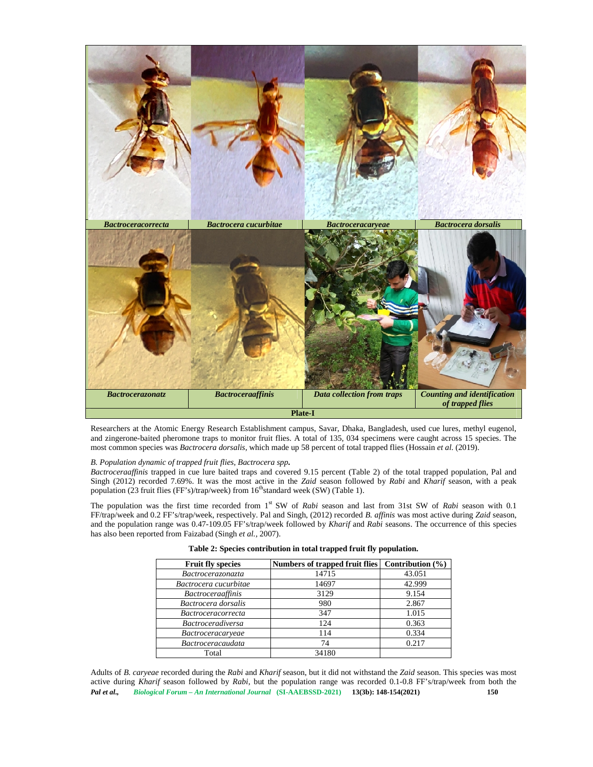| *Bactroceracorrecta* | *Bactrocera cucurbitae* | *Bactroceracaryeae* | *Bactrocera dorsalis* |
|---|---|---|---|
| *Bactrocerazonatz* | *Bactroceraaffinis* | *Data collection from traps* | *Counting and identification of trapped flies* |

**Plate-I**

Researchers at the Atomic Energy Research Establishment campus, Savar, Dhaka, Bangladesh, used cue lures, methyl eugenol, and zingerone-baited pheromone traps to monitor fruit flies. A total of 135, 034 specimens were caught across 15 species. The most common species was *Bactrocera dorsalis*, which made up 58 percent of total trapped flies (Hossain *et al.* (2019).

*B. Population dynamic of trapped fruit flies, Bactrocera spp.*

*Bactroceraaffinis* trapped in cue lure baited traps and covered 9.15 percent (Table 2) of the total trapped population, Pal and Singh (2012) recorded 7.69%. It was the most active in the *Zaid* season followed by *Rabi* and *Kharif* season, with a peak population (23 fruit flies (FF's)/trap/week) from 16th standard week (SW) (Table 1).

The population was the first time recorded from 1st SW of *Rabi* season and last from 31st SW of *Rabi* season with 0.1 FF/trap/week and 0.2 FF's/trap/week, respectively. Pal and Singh, (2012) recorded *B. affinis* was most active during *Zaid* season, and the population range was 0.47-109.05 FF's/trap/week followed by *Kharif* and *Rabi* seasons. The occurrence of this species has also been reported from Faizabad (Singh *et al.*, 2007).

**Table 2: Species contribution in total trapped fruit fly population.**

| Fruit fly species | Numbers of trapped fruit flies | Contribution (%) |
|---|---|---|
| *Bactrocerazonazta* | 14715 | 43.051 |
| *Bactrocera cucurbitae* | 14697 | 42.999 |
| *Bactroceraaffinis* | 3129 | 9.154 |
| *Bactrocera dorsalis* | 980 | 2.867 |
| *Bactroceracorrecta* | 347 | 1.015 |
| *Bactroceradiversa* | 124 | 0.363 |
| *Bactroceracaryeae* | 114 | 0.334 |
| *Bactroceracaudata* | 74 | 0.217 |
| Total | 34180 | |

Adults of *B. caryeae* recorded during the *Rabi* and *Kharif* season, but it did not withstand the *Zaid* season. This species was most active during *Kharif* season followed by *Rabi*, but the population range was recorded 0.1-0.8 FF's/trap/week from both the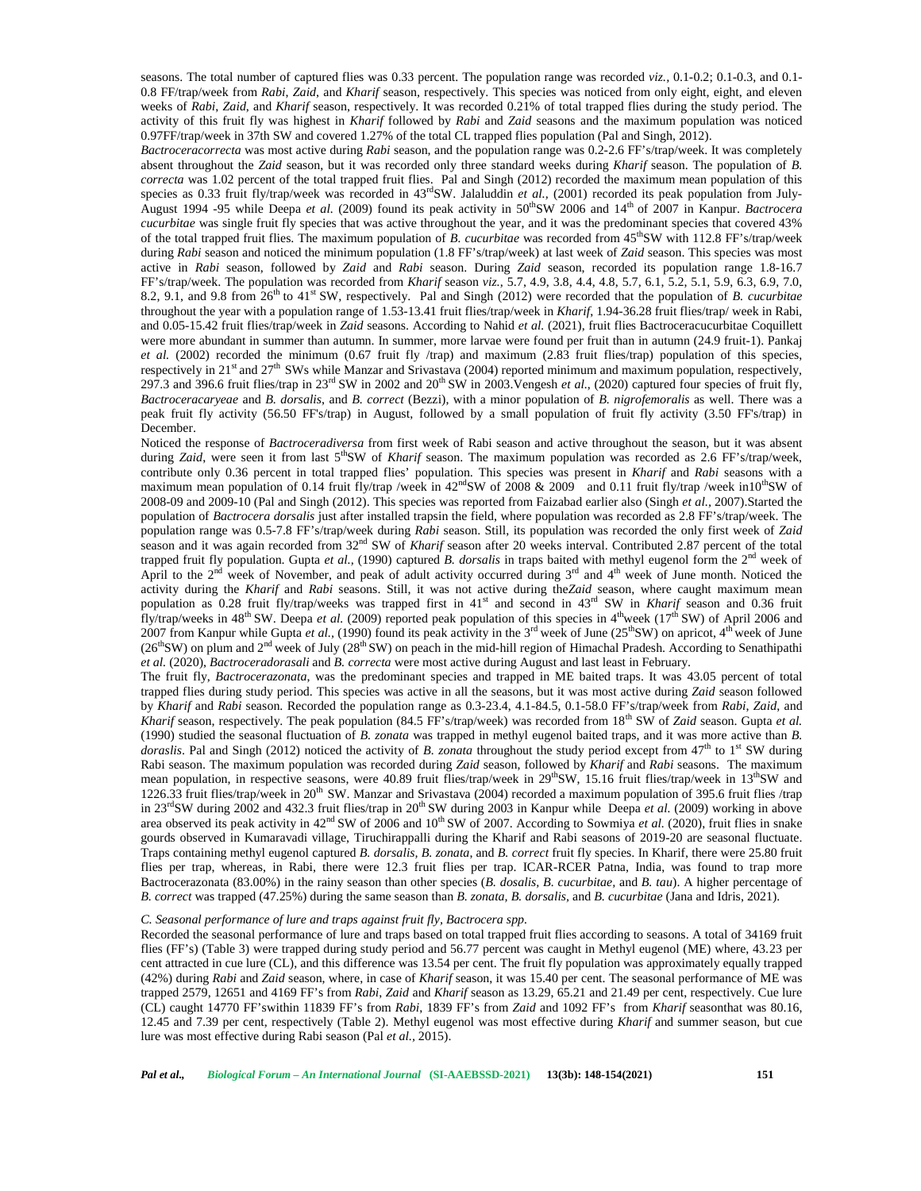seasons. The total number of captured flies was 0.33 percent. The population range was recorded *viz.*, 0.1-0.2; 0.1-0.3, and 0.1-0.8 FF/trap/week from *Rabi*, *Zaid*, and *Kharif* season, respectively. This species was noticed from only eight, eight, and eleven weeks of *Rabi*, *Zaid*, and *Kharif* season, respectively. It was recorded 0.21% of total trapped flies during the study period. The activity of this fruit fly was highest in *Kharif* followed by *Rabi* and *Zaid* seasons and the maximum population was noticed 0.97FF/trap/week in 37th SW and covered 1.27% of the total CL trapped flies population (Pal and Singh, 2012).

*Bactroceracorrecta* was most active during *Rabi* season, and the population range was 0.2-2.6 FF's/trap/week. It was completely absent throughout the *Zaid* season, but it was recorded only three standard weeks during *Kharif* season. The population of *B. correcta* was 1.02 percent of the total trapped fruit flies. Pal and Singh (2012) recorded the maximum mean population of this species as 0.33 fruit fly/trap/week was recorded in 43[rd]SW. Jalaluddin *et al.*, (2001) recorded its peak population from July-August 1994 -95 while Deepa *et al.* (2009) found its peak activity in 50[th]SW 2006 and 14[th] of 2007 in Kanpur. *Bactrocera cucurbitae* was single fruit fly species that was active throughout the year, and it was the predominant species that covered 43% of the total trapped fruit flies. The maximum population of *B. cucurbitae* was recorded from 45[th]SW with 112.8 FF's/trap/week during *Rabi* season and noticed the minimum population (1.8 FF's/trap/week) at last week of *Zaid* season. This species was most active in *Rabi* season, followed by *Zaid* and *Rabi* season. During *Zaid* season, recorded its population range 1.8-16.7 FF's/trap/week. The population was recorded from *Kharif* season *viz.*, 5.7, 4.9, 3.8, 4.4, 4.8, 5.7, 6.1, 5.2, 5.1, 5.9, 6.3, 6.9, 7.0, 8.2, 9.1, and 9.8 from 26[th] to 41[st] SW, respectively. Pal and Singh (2012) were recorded that the population of *B. cucurbitae* throughout the year with a population range of 1.53-13.41 fruit flies/trap/week in *Kharif*, 1.94-36.28 fruit flies/trap/ week in Rabi, and 0.05-15.42 fruit flies/trap/week in *Zaid* seasons. According to Nahid *et al.* (2021), fruit flies Bactroceracucurbitae Coquillett were more abundant in summer than autumn. In summer, more larvae were found per fruit than in autumn (24.9 fruit-1). Pankaj *et al.* (2002) recorded the minimum (0.67 fruit fly /trap) and maximum (2.83 fruit flies/trap) population of this species, respectively in 21[st] and 27[th] SWs while Manzar and Srivastava (2004) reported minimum and maximum population, respectively, 297.3 and 396.6 fruit flies/trap in 23[rd] SW in 2002 and 20[th] SW in 2003.Vengesh *et al.*, (2020) captured four species of fruit fly, *Bactroceracaryeae* and *B. dorsalis*, and *B. correct* (Bezzi), with a minor population of *B. nigrofemoralis* as well. There was a peak fruit fly activity (56.50 FF's/trap) in August, followed by a small population of fruit fly activity (3.50 FF's/trap) in December.

Noticed the response of *Bactroceradiversa* from first week of Rabi season and active throughout the season, but it was absent during *Zaid*, were seen it from last 5[th]SW of *Kharif* season. The maximum population was recorded as 2.6 FF's/trap/week, contribute only 0.36 percent in total trapped flies' population. This species was present in *Kharif* and *Rabi* seasons with a maximum mean population of 0.14 fruit fly/trap /week in 42[nd]SW of 2008 & 2009 and 0.11 fruit fly/trap /week in10[th]SW of 2008-09 and 2009-10 (Pal and Singh (2012). This species was reported from Faizabad earlier also (Singh *et al.*, 2007).Started the population of *Bactrocera dorsalis* just after installed trapsin the field, where population was recorded as 2.8 FF's/trap/week. The population range was 0.5-7.8 FF's/trap/week during *Rabi* season. Still, its population was recorded the only first week of *Zaid* season and it was again recorded from 32[nd] SW of *Kharif* season after 20 weeks interval. Contributed 2.87 percent of the total trapped fruit fly population. Gupta *et al.*, (1990) captured *B. dorsalis* in traps baited with methyl eugenol form the 2[nd] week of April to the 2[nd] week of November, and peak of adult activity occurred during 3[rd] and 4[th] week of June month. Noticed the activity during the *Kharif* and *Rabi* seasons. Still, it was not active during the*Zaid* season, where caught maximum mean population as 0.28 fruit fly/trap/weeks was trapped first in 41[st] and second in 43[rd] SW in *Kharif* season and 0.36 fruit fly/trap/weeks in 48[th] SW. Deepa *et al.* (2009) reported peak population of this species in 4[th]week (17[th] SW) of April 2006 and 2007 from Kanpur while Gupta *et al.*, (1990) found its peak activity in the 3[rd] week of June (25[th]SW) on apricot, 4[th] week of June (26[th]SW) on plum and 2[nd] week of July (28[th] SW) on peach in the mid-hill region of Himachal Pradesh. According to Senathipathi *et al.* (2020), *Bactroceradorsali* and *B. correcta* were most active during August and last least in February.

The fruit fly, *Bactrocerazonata*, was the predominant species and trapped in ME baited traps. It was 43.05 percent of total trapped flies during study period. This species was active in all the seasons, but it was most active during *Zaid* season followed by *Kharif* and *Rabi* season. Recorded the population range as 0.3-23.4, 4.1-84.5, 0.1-58.0 FF's/trap/week from *Rabi*, *Zaid*, and *Kharif* season, respectively. The peak population (84.5 FF's/trap/week) was recorded from 18[th] SW of *Zaid* season. Gupta *et al.* (1990) studied the seasonal fluctuation of *B. zonata* was trapped in methyl eugenol baited traps, and it was more active than *B. doraslis*. Pal and Singh (2012) noticed the activity of *B. zonata* throughout the study period except from 47[th] to 1[st] SW during Rabi season. The maximum population was recorded during *Zaid* season, followed by *Kharif* and *Rabi* seasons. The maximum mean population, in respective seasons, were 40.89 fruit flies/trap/week in 29[th]SW, 15.16 fruit flies/trap/week in 13[th]SW and 1226.33 fruit flies/trap/week in 20[th] SW. Manzar and Srivastava (2004) recorded a maximum population of 395.6 fruit flies /trap in 23[rd]SW during 2002 and 432.3 fruit flies/trap in 20[th] SW during 2003 in Kanpur while Deepa *et al.* (2009) working in above area observed its peak activity in 42[nd] SW of 2006 and 10[th] SW of 2007. According to Sowmiya *et al.* (2020), fruit flies in snake gourds observed in Kumaravadi village, Tiruchirappalli during the Kharif and Rabi seasons of 2019-20 are seasonal fluctuate. Traps containing methyl eugenol captured *B. dorsalis*, *B. zonata*, and *B. correct* fruit fly species. In Kharif, there were 25.80 fruit flies per trap, whereas, in Rabi, there were 12.3 fruit flies per trap. ICAR-RCER Patna, India, was found to trap more Bactrocerazonata (83.00%) in the rainy season than other species (*B. dosalis*, *B. cucurbitae*, and *B. tau*). A higher percentage of *B. correct* was trapped (47.25%) during the same season than *B. zonata*, *B. dorsalis*, and *B. cucurbitae* (Jana and Idris, 2021).

### *C. Seasonal performance of lure and traps against fruit fly, Bactrocera spp.*

Recorded the seasonal performance of lure and traps based on total trapped fruit flies according to seasons. A total of 34169 fruit flies (FF's) (Table 3) were trapped during study period and 56.77 percent was caught in Methyl eugenol (ME) where, 43.23 per cent attracted in cue lure (CL), and this difference was 13.54 per cent. The fruit fly population was approximately equally trapped (42%) during *Rabi* and *Zaid* season, where, in case of *Kharif* season, it was 15.40 per cent. The seasonal performance of ME was trapped 2579, 12651 and 4169 FF's from *Rabi*, *Zaid* and *Kharif* season as 13.29, 65.21 and 21.49 per cent, respectively. Cue lure (CL) caught 14770 FF'swithin 11839 FF's from *Rabi*, 1839 FF's from *Zaid* and 1092 FF's from *Kharif* seasonthat was 80.16, 12.45 and 7.39 per cent, respectively (Table 2). Methyl eugenol was most effective during *Kharif* and summer season, but cue lure was most effective during Rabi season (Pal *et al.*, 2015).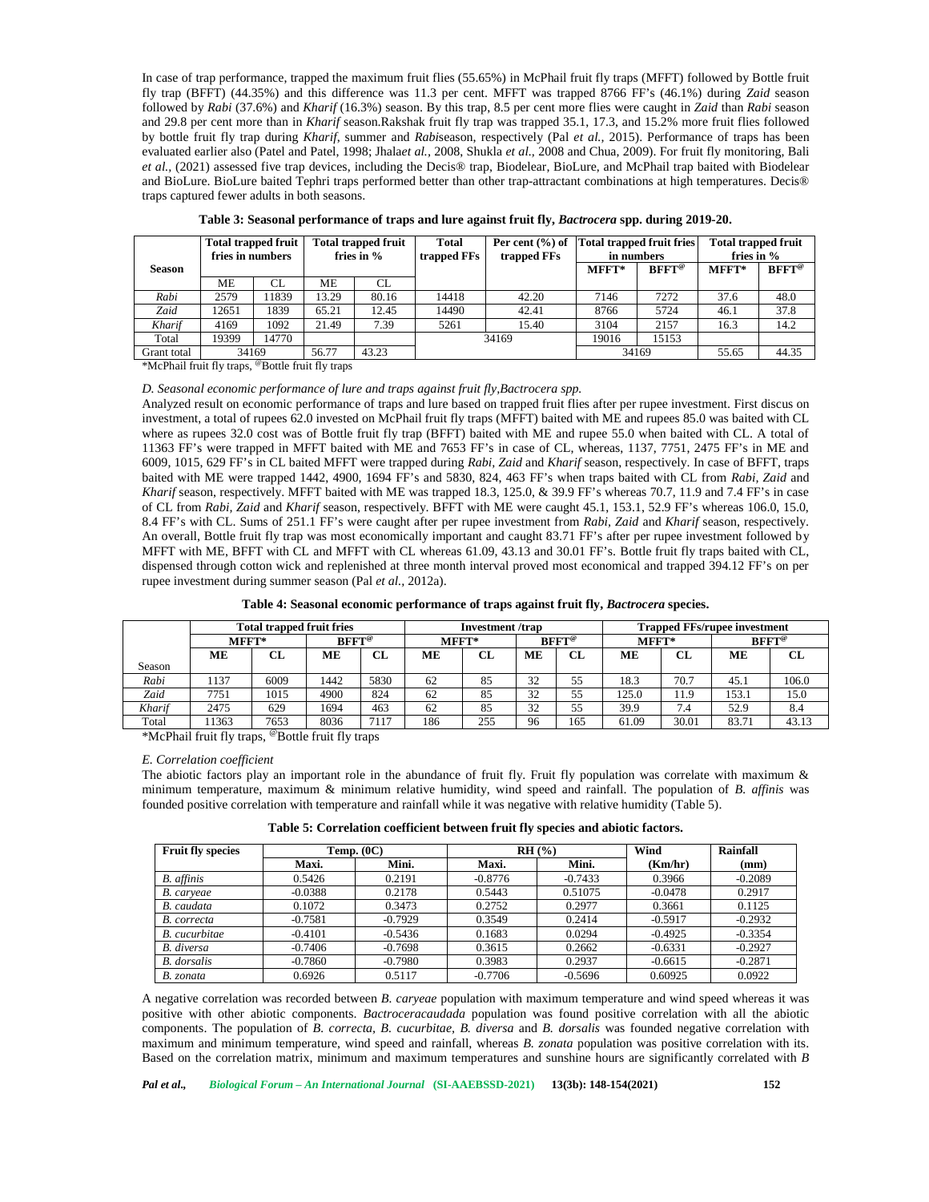In case of trap performance, trapped the maximum fruit flies (55.65%) in McPhail fruit fly traps (MFFT) followed by Bottle fruit fly trap (BFFT) (44.35%) and this difference was 11.3 per cent. MFFT was trapped 8766 FF's (46.1%) during *Zaid* season followed by *Rabi* (37.6%) and *Kharif* (16.3%) season. By this trap, 8.5 per cent more flies were caught in *Zaid* than *Rabi* season and 29.8 per cent more than in *Kharif* season.Rakshak fruit fly trap was trapped 35.1, 17.3, and 15.2% more fruit flies followed by bottle fruit fly trap during *Kharif*, summer and *Rabi*season, respectively (Pal *et al.*, 2015). Performance of traps has been evaluated earlier also (Patel and Patel, 1998; Jhala*et al.*, 2008, Shukla *et al.*, 2008 and Chua, 2009). For fruit fly monitoring, Bali *et al.*, (2021) assessed five trap devices, including the Decis® trap, Biodelear, BioLure, and McPhail trap baited with Biodelear and BioLure. BioLure baited Tephri traps performed better than other trap-attractant combinations at high temperatures. Decis® traps captured fewer adults in both seasons.

**Table 3: Seasonal performance of traps and lure against fruit fly, *Bactrocera* spp. during 2019-20.**

| Season | Total trapped fruit fries in numbers | | Total trapped fruit fries in % | | Total trapped FFs | Per cent (%) of trapped FFs | Total trapped fruit fries in numbers | | Total trapped fruit fries in % | |
|---|---|---|---|---|---|---|---|---|---|---|
| | ME | CL | ME | CL | | | MFFT* | BFFT[@] | MFFT* | BFFT[@] |
| *Rabi* | 2579 | 11839 | 13.29 | 80.16 | 14418 | 42.20 | 7146 | 7272 | 37.6 | 48.0 |
| *Zaid* | 12651 | 1839 | 65.21 | 12.45 | 14490 | 42.41 | 8766 | 5724 | 46.1 | 37.8 |
| *Kharif* | 4169 | 1092 | 21.49 | 7.39 | 5261 | 15.40 | 3104 | 2157 | 16.3 | 14.2 |
| Total | 19399 | 14770 | | | 34169 | | 19016 | 15153 | | |
| Grant total | 34169 | | 56.77 | 43.23 | | | 34169 | | 55.65 | 44.35 |

*McPhail fruit fly traps, [@]Bottle fruit fly traps

*D. Seasonal economic performance of lure and traps against fruit fly,Bactrocera spp.*

Analyzed result on economic performance of traps and lure based on trapped fruit flies after per rupee investment. First discus on investment, a total of rupees 62.0 invested on McPhail fruit fly traps (MFFT) baited with ME and rupees 85.0 was baited with CL where as rupees 32.0 cost was of Bottle fruit fly trap (BFFT) baited with ME and rupee 55.0 when baited with CL. A total of 11363 FF's were trapped in MFFT baited with ME and 7653 FF's in case of CL, whereas, 1137, 7751, 2475 FF's in ME and 6009, 1015, 629 FF's in CL baited MFFT were trapped during *Rabi*, *Zaid* and *Kharif* season, respectively. In case of BFFT, traps baited with ME were trapped 1442, 4900, 1694 FF's and 5830, 824, 463 FF's when traps baited with CL from *Rabi, Zaid* and *Kharif* season, respectively. MFFT baited with ME was trapped 18.3, 125.0, & 39.9 FF's whereas 70.7, 11.9 and 7.4 FF's in case of CL from *Rabi, Zaid* and *Kharif* season, respectively. BFFT with ME were caught 45.1, 153.1, 52.9 FF's whereas 106.0, 15.0, 8.4 FF's with CL. Sums of 251.1 FF's were caught after per rupee investment from *Rabi, Zaid* and *Kharif* season, respectively. An overall, Bottle fruit fly trap was most economically important and caught 83.71 FF's after per rupee investment followed by MFFT with ME, BFFT with CL and MFFT with CL whereas 61.09, 43.13 and 30.01 FF's. Bottle fruit fly traps baited with CL, dispensed through cotton wick and replenished at three month interval proved most economical and trapped 394.12 FF's on per rupee investment during summer season (Pal *et al.*, 2012a).

**Table 4: Seasonal economic performance of traps against fruit fly, *Bactrocera* species.**

| | Total trapped fruit fries | | | | Investment /trap | | | | Trapped FFs/rupee investment | | | |
|---|---|---|---|---|---|---|---|---|---|---|---|---|
| | MFFT* | | BFFT[@] | | MFFT* | | BFFT[@] | | MFFT* | | BFFT[@] | |
| Season | ME | CL | ME | CL | ME | CL | ME | CL | ME | CL | ME | CL |
| *Rabi* | 1137 | 6009 | 1442 | 5830 | 62 | 85 | 32 | 55 | 18.3 | 70.7 | 45.1 | 106.0 |
| *Zaid* | 7751 | 1015 | 4900 | 824 | 62 | 85 | 32 | 55 | 125.0 | 11.9 | 153.1 | 15.0 |
| *Kharif* | 2475 | 629 | 1694 | 463 | 62 | 85 | 32 | 55 | 39.9 | 7.4 | 52.9 | 8.4 |
| Total | 11363 | 7653 | 8036 | 7117 | 186 | 255 | 96 | 165 | 61.09 | 30.01 | 83.71 | 43.13 |

*McPhail fruit fly traps, [@]Bottle fruit fly traps

*E. Correlation coefficient*

The abiotic factors play an important role in the abundance of fruit fly. Fruit fly population was correlate with maximum & minimum temperature, maximum & minimum relative humidity, wind speed and rainfall. The population of *B. affinis* was founded positive correlation with temperature and rainfall while it was negative with relative humidity (Table 5).

**Table 5: Correlation coefficient between fruit fly species and abiotic factors.**

| Fruit fly species | Temp. (0C) | | RH (%) | | Wind | Rainfall |
|---|---|---|---|---|---|---|
| | Maxi. | Mini. | Maxi. | Mini. | (Km/hr) | (mm) |
| *B. affinis* | 0.5426 | 0.2191 | -0.8776 | -0.7433 | 0.3966 | -0.2089 |
| *B. caryeae* | -0.0388 | 0.2178 | 0.5443 | 0.51075 | -0.0478 | 0.2917 |
| *B. caudata* | 0.1072 | 0.3473 | 0.2752 | 0.2977 | 0.3661 | 0.1125 |
| *B. correcta* | -0.7581 | -0.7929 | 0.3549 | 0.2414 | -0.5917 | -0.2932 |
| *B. cucurbitae* | -0.4101 | -0.5436 | 0.1683 | 0.0294 | -0.4925 | -0.3354 |
| *B. diversa* | -0.7406 | -0.7698 | 0.3615 | 0.2662 | -0.6331 | -0.2927 |
| *B. dorsalis* | -0.7860 | -0.7980 | 0.3983 | 0.2937 | -0.6615 | -0.2871 |
| *B. zonata* | 0.6926 | 0.5117 | -0.7706 | -0.5696 | 0.60925 | 0.0922 |

A negative correlation was recorded between *B. caryeae* population with maximum temperature and wind speed whereas it was positive with other abiotic components. *Bactroceracaudada* population was found positive correlation with all the abiotic components. The population of *B. correcta, B. cucurbitae, B. diversa* and *B. dorsalis* was founded negative correlation with maximum and minimum temperature, wind speed and rainfall, whereas *B. zonata* population was positive correlation with its. Based on the correlation matrix, minimum and maximum temperatures and sunshine hours are significantly correlated with *B*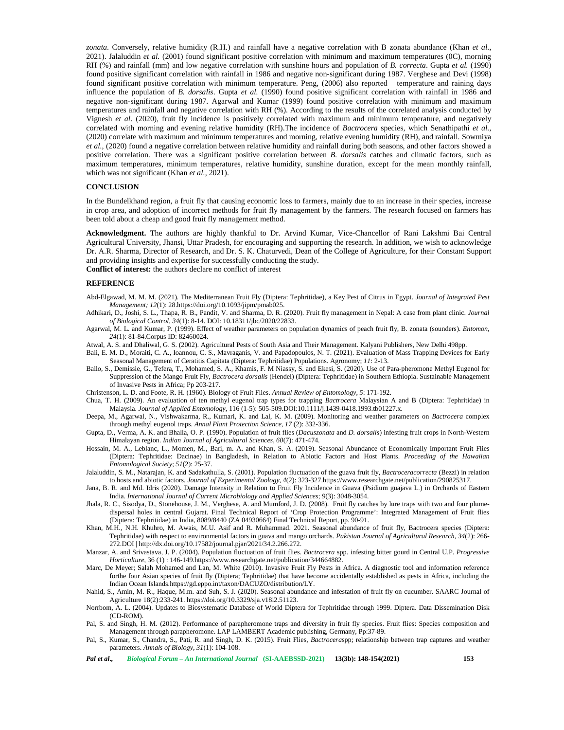*zonata*. Conversely, relative humidity (R.H.) and rainfall have a negative correlation with B zonata abundance (Khan *et al.,* 2021). Jalaluddin *et al.* (2001) found significant positive correlation with minimum and maximum temperatures (0C), morning RH (%) and rainfall (mm) and low negative correlation with sunshine hours and population of *B. correcta*. Gupta *et al.* (1990) found positive significant correlation with rainfall in 1986 and negative non-significant during 1987. Verghese and Devi (1998) found significant positive correlation with minimum temperature. Peng, (2006) also reported temperature and raining days influence the population of *B. dorsalis*. Gupta *et al.* (1990) found positive significant correlation with rainfall in 1986 and negative non-significant during 1987. Agarwal and Kumar (1999) found positive correlation with minimum and maximum temperatures and rainfall and negative correlation with RH (%). According to the results of the correlated analysis conducted by Vignesh *et al*. (2020), fruit fly incidence is positively correlated with maximum and minimum temperature, and negatively correlated with morning and evening relative humidity (RH).The incidence of *Bactrocera* species, which Senathipathi *et al.,* (2020) correlate with maximum and minimum temperatures and morning, relative evening humidity (RH), and rainfall. Sowmiya *et al.,* (2020) found a negative correlation between relative humidity and rainfall during both seasons, and other factors showed a positive correlation. There was a significant positive correlation between *B. dorsalis* catches and climatic factors, such as maximum temperatures, minimum temperatures, relative humidity, sunshine duration, except for the mean monthly rainfall, which was not significant (Khan *et al.,* 2021).

## CONCLUSION

In the Bundelkhand region, a fruit fly that causing economic loss to farmers, mainly due to an increase in their species, increase in crop area, and adoption of incorrect methods for fruit fly management by the farmers. The research focused on farmers has been told about a cheap and good fruit fly management method.

**Acknowledgment.** The authors are highly thankful to Dr. Arvind Kumar, Vice-Chancellor of Rani Lakshmi Bai Central Agricultural University, Jhansi, Uttar Pradesh, for encouraging and supporting the research. In addition, we wish to acknowledge Dr. A.R. Sharma, Director of Research, and Dr. S. K. Chaturvedi, Dean of the College of Agriculture, for their Constant Support and providing insights and expertise for successfully conducting the study.

**Conflict of interest:** the authors declare no conflict of interest

## REFERENCE

Abd-Elgawad, M. M. M. (2021). The Mediterranean Fruit Fly (Diptera: Tephritidae), a Key Pest of Citrus in Egypt. *Journal of Integrated Pest Management; 12*(1): 28.https://doi.org/10.1093/jipm/pmab025.

Adhikari, D., Joshi, S. L., Thapa, R. B., Pandit, V. and Sharma, D. R. (2020). Fruit fly management in Nepal: A case from plant clinic. *Journal of Biological Control, 34*(1): 8-14. DOI: 10.18311/jbc/2020/22833.

Agarwal, M. L. and Kumar, P. (1999). Effect of weather parameters on population dynamics of peach fruit fly, B. zonata (sounders). *Entomon, 24*(1): 81-84.Corpus ID: 82460024.

Atwal, A. S. and Dhaliwal, G. S. (2002). Agricultural Pests of South Asia and Their Management. Kalyani Publishers, New Delhi 498pp.

Bali, E. M. D., Moraiti, C. A., Ioannou, C. S., Mavraganis, V. and Papadopoulos, N. T. (2021). Evaluation of Mass Trapping Devices for Early Seasonal Management of Ceratitis Capitata (Diptera: Tephritidae) Populations. Agronomy; *11*: 2-13.

Ballo, S., Demissie, G., Tefera, T., Mohamed, S. A., Khamis, F. M Niassy, S. and Ekesi, S. (2020). Use of Para-pheromone Methyl Eugenol for Suppression of the Mango Fruit Fly, *Bactrocera dorsalis* (Hendel) (Diptera: Tephritidae) in Southern Ethiopia. Sustainable Management of Invasive Pests in Africa; Pp 203-217.

Christenson, L. D. and Foote, R. H. (1960). Biology of Fruit Flies. *Annual Review of Entomology, 5*: 171-192.

Chua, T. H. (2009). An evaluation of ten methyl eugenol trap types for trapping *Bactrocera* Malaysian A and B (Diptera: Tephritidae) in Malaysia. *Journal of Applied Entomology,* 116 (1-5): 505-509.DOI:10.1111/j.1439-0418.1993.tb01227.x.

Deepa, M., Agarwal, N., Vishwakarma, R., Kumari, K. and Lal, K. M. (2009). Monitoring and weather parameters on *Bactrocera* complex through methyl eugenol traps. *Annal Plant Protection Science, 17* (2): 332-336.

Gupta, D., Verma, A. K. and Bhalla, O. P. (1990). Population of fruit flies (*Dacuszonata* and *D. dorsalis*) infesting fruit crops in North-Western Himalayan region. *Indian Journal of Agricultural Sciences, 60*(7): 471-474.

Hossain, M. A., Leblanc, L., Momen, M., Bari, m. A. and Khan, S. A. (2019). Seasonal Abundance of Economically Important Fruit Flies (Diptera: Tephritidae: Dacinae) in Bangladesh, in Relation to Abiotic Factors and Host Plants. *Proceeding of the Hawaiian Entomological Society*; *51*(2): 25-37.

Jalaluddin, S. M., Natarajan, K. and Sadakathulla, S. (2001). Population fluctuation of the guava fruit fly, *Bactroceracorrecta* (Bezzi) in relation to hosts and abiotic factors. *Journal of Experimental Zoology, 4*(2): 323-327.https://www.researchgate.net/publication/290825317.

Jana, B. R. and Md. Idris (2020). Damage Intensity in Relation to Fruit Fly Incidence in Guava (Psidium guajava L.) in Orchards of Eastern India. *International Journal of Current Microbiology and Applied Sciences*; *9*(3): 3048-3054.

Jhala, R. C., Sisodya, D., Stonehouse, J. M., Verghese, A. and Mumford, J. D. (2008). Fruit fly catches by lure traps with two and four plume-dispersal holes in central Gujarat. Final Technical Report of 'Crop Protection Programme': Integrated Management of Fruit flies (Diptera: Tephritidae) in India, 8089/8440 (ZA 04930664) Final Technical Report, pp. 90-91.

Khan, M.H., N.H. Khuhro, M. Awais, M.U. Asif and R. Muhammad. 2021. Seasonal abundance of fruit fly, Bactrocera species (Diptera: Tephritidae) with respect to environmental factors in guava and mango orchards. *Pakistan Journal of Agricultural Research, 34*(2): 266-272.DOI | http://dx.doi.org/10.17582/journal.pjar/2021/34.2.266.272.

Manzar, A. and Srivastava, J. P. (2004). Population fluctuation of fruit flies. *Bactrocera* spp. infesting bitter gourd in Central U.P. *Progressive Horticulture*, 36 (1) : 146-149.https://www.researchgate.net/publication/344664882.

Marc, De Meyer; Salah Mohamed and Lan, M. White (2010). Invasive Fruit Fly Pests in Africa. A diagnostic tool and information reference forthe four Asian species of fruit fly (Diptera; Tephritidae) that have become accidentally established as pests in Africa, including the Indian Ocean Islands.https://gd.eppo.int/taxon/DACUZO/distribution/LY.

Nahid, S., Amin, M. R., Haque, M.m. and Suh, S. J. (2020). Seasonal abundance and infestation of fruit fly on cucumber. SAARC Journal of Agriculture 18(2):233-241. https://doi.org/10.3329/sja.v18i2.51123.

Norrbom, A. L. (2004). Updates to Biosystematic Database of World Diptera for Tephritidae through 1999. Diptera. Data Dissemination Disk (CD-ROM).

Pal, S. and Singh, H. M. (2012). Performance of parapheromone traps and diversity in fruit fly species. Fruit flies: Species composition and Management through parapheromone. LAP LAMBERT Academic publishing, Germany, Pp:37-89.

Pal, S., Kumar, S., Chandra, S., Pati, R. and Singh, D. K. (2015). Fruit Flies, *Bactrocera*spp; relationship between trap captures and weather parameters. *Annals of Biology, 31*(1): 104-108.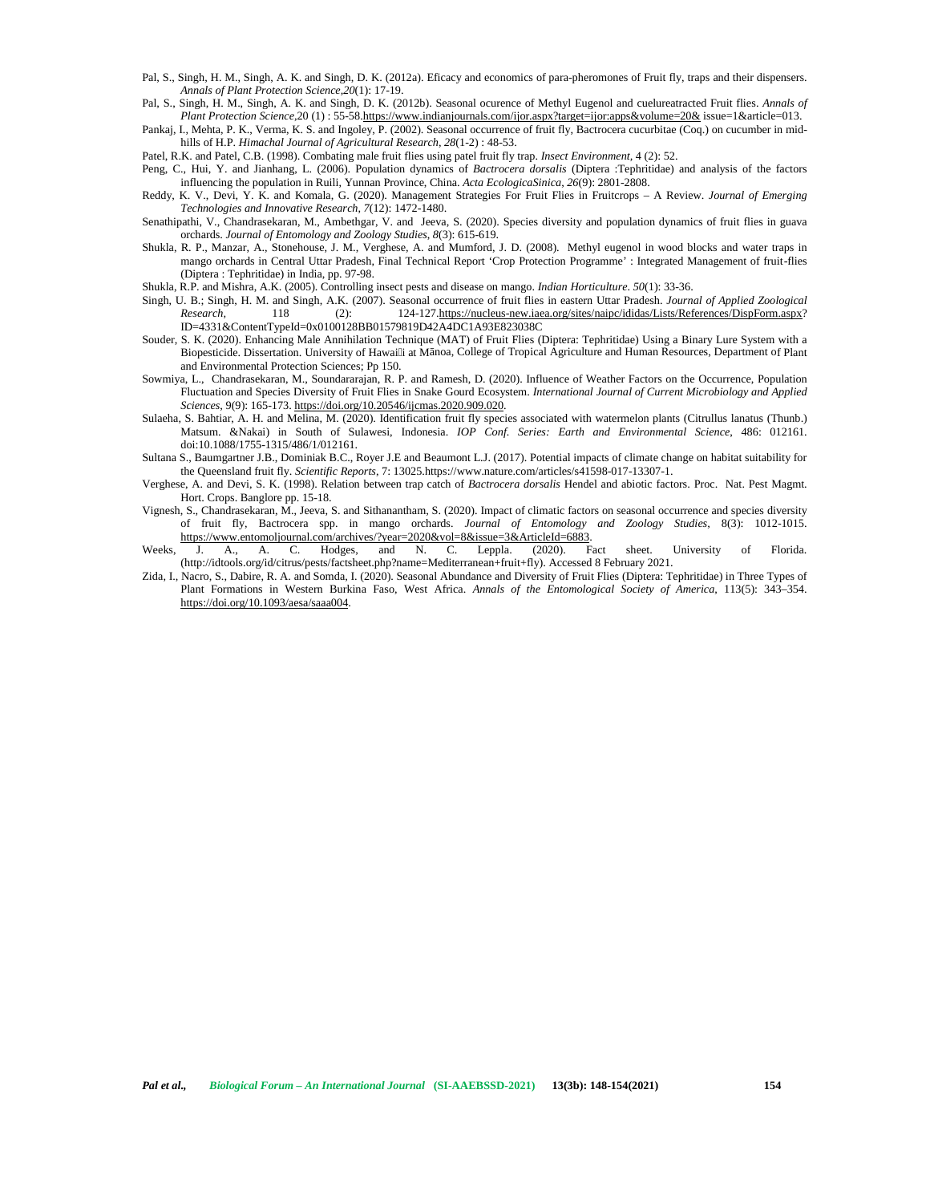Pal, S., Singh, H. M., Singh, A. K. and Singh, D. K. (2012a). Eficacy and economics of para-pheromones of Fruit fly, traps and their dispensers. *Annals of Plant Protection Science*,*20*(1): 17-19.

Pal, S., Singh, H. M., Singh, A. K. and Singh, D. K. (2012b). Seasonal ocurence of Methyl Eugenol and cuelureatracted Fruit flies. *Annals of Plant Protection Science*,20 (1) : 55-58.https://www.indianjournals.com/ijor.aspx?target=ijor:apps&volume=20& issue=1&article=013.

Pankaj, I., Mehta, P. K., Verma, K. S. and Ingoley, P. (2002). Seasonal occurrence of fruit fly, Bactrocera cucurbitae (Coq.) on cucumber in mid-hills of H.P. *Himachal Journal of Agricultural Research*, *28*(1-2) : 48-53.

Patel, R.K. and Patel, C.B. (1998). Combating male fruit flies using patel fruit fly trap. *Insect Environment*, 4 (2): 52.

Peng, C., Hui, Y. and Jianhang, L. (2006). Population dynamics of *Bactrocera dorsalis* (Diptera :Tephritidae) and analysis of the factors influencing the population in Ruili, Yunnan Province, China. *Acta EcologicaSinica*, *26*(9): 2801-2808.

Reddy, K. V., Devi, Y. K. and Komala, G. (2020). Management Strategies For Fruit Flies in Fruitcrops – A Review. *Journal of Emerging Technologies and Innovative Research*, *7*(12): 1472-1480.

Senathipathi, V., Chandrasekaran, M., Ambethgar, V. and Jeeva, S. (2020). Species diversity and population dynamics of fruit flies in guava orchards. *Journal of Entomology and Zoology Studies*, *8*(3): 615-619.

Shukla, R. P., Manzar, A., Stonehouse, J. M., Verghese, A. and Mumford, J. D. (2008). Methyl eugenol in wood blocks and water traps in mango orchards in Central Uttar Pradesh, Final Technical Report 'Crop Protection Programme' : Integrated Management of fruit-flies (Diptera : Tephritidae) in India, pp. 97-98.

Shukla, R.P. and Mishra, A.K. (2005). Controlling insect pests and disease on mango. *Indian Horticulture*. *50*(1): 33-36.

Singh, U. B.; Singh, H. M. and Singh, A.K. (2007). Seasonal occurrence of fruit flies in eastern Uttar Pradesh. *Journal of Applied Zoological Research*, 118 (2): 124-127.https://nucleus-new.iaea.org/sites/naipc/ididas/Lists/References/DispForm.aspx?ID=4331&ContentTypeId=0x0100128BB01579819D42A4DC1A93E823038C

Souder, S. K. (2020). Enhancing Male Annihilation Technique (MAT) of Fruit Flies (Diptera: Tephritidae) Using a Binary Lure System with a Biopesticide. Dissertation. University of Hawaiʻi at Mānoa, College of Tropical Agriculture and Human Resources, Department of Plant and Environmental Protection Sciences; Pp 150.

Sowmiya, L., Chandrasekaran, M., Soundararajan, R. P. and Ramesh, D. (2020). Influence of Weather Factors on the Occurrence, Population Fluctuation and Species Diversity of Fruit Flies in Snake Gourd Ecosystem. *International Journal of Current Microbiology and Applied Sciences*, 9(9): 165-173. https://doi.org/10.20546/ijcmas.2020.909.020.

Sulaeha, S. Bahtiar, A. H. and Melina, M. (2020). Identification fruit fly species associated with watermelon plants (Citrullus lanatus (Thunb.) Matsum. &Nakai) in South of Sulawesi, Indonesia. *IOP Conf. Series: Earth and Environmental Science*, 486: 012161. doi:10.1088/1755-1315/486/1/012161.

Sultana S., Baumgartner J.B., Dominiak B.C., Royer J.E and Beaumont L.J. (2017). Potential impacts of climate change on habitat suitability for the Queensland fruit fly. *Scientific Reports*, 7: 13025.https://www.nature.com/articles/s41598-017-13307-1.

Verghese, A. and Devi, S. K. (1998). Relation between trap catch of *Bactrocera dorsalis* Hendel and abiotic factors. Proc. Nat. Pest Magmt. Hort. Crops. Banglore pp. 15-18.

Vignesh, S., Chandrasekaran, M., Jeeva, S. and Sithanantham, S. (2020). Impact of climatic factors on seasonal occurrence and species diversity of fruit fly, Bactrocera spp. in mango orchards. *Journal of Entomology and Zoology Studies*, 8(3): 1012-1015. https://www.entomoljournal.com/archives/?year=2020&vol=8&issue=3&ArticleId=6883.

Weeks, J. A., A. C. Hodges, and N. C. Leppla. (2020). Fact sheet. University of Florida. (http://idtools.org/id/citrus/pests/factsheet.php?name=Mediterranean+fruit+fly). Accessed 8 February 2021.

Zida, I., Nacro, S., Dabire, R. A. and Somda, I. (2020). Seasonal Abundance and Diversity of Fruit Flies (Diptera: Tephritidae) in Three Types of Plant Formations in Western Burkina Faso, West Africa. *Annals of the Entomological Society of America*, 113(5): 343–354. https://doi.org/10.1093/aesa/saaa004.